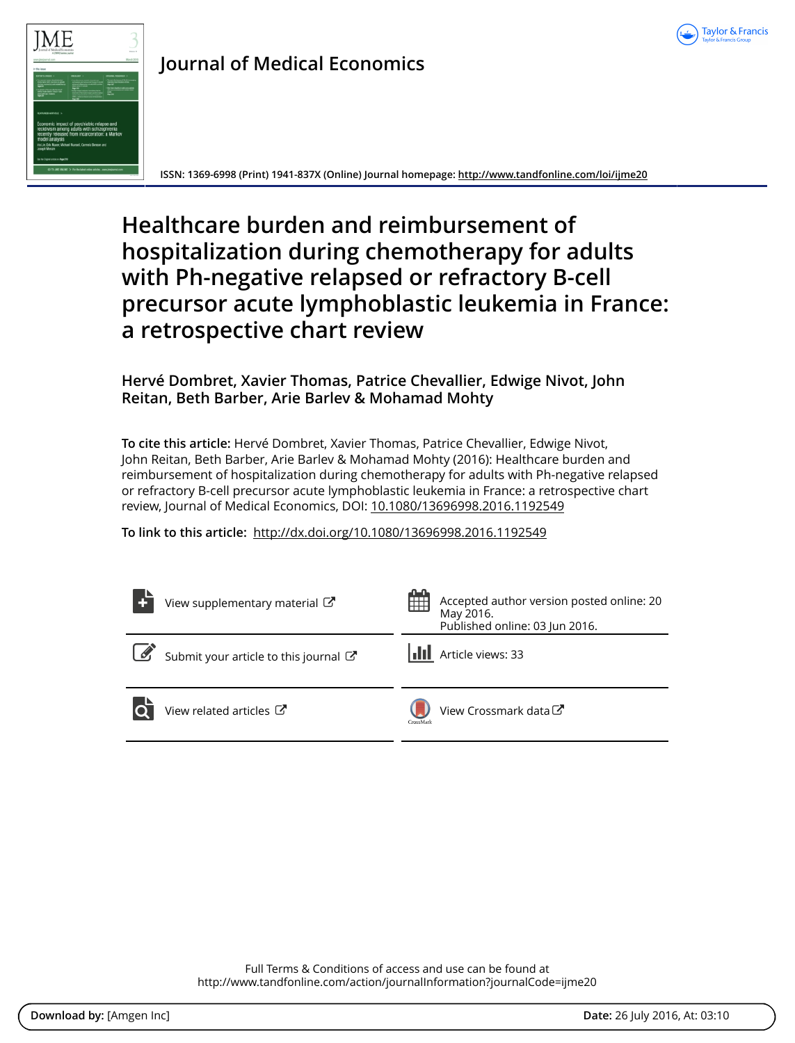# Journal of Medical Economics

ISSN: 1369-6998 (Print) 1941-837X (Online) Journal homepage: http://www.tandfonline.com/loi/ijme20

# Healthcare burden and reimbursement of hospitalization during chemotherapy for adults with Ph-negative relapsed or refractory B-cell precursor acute lymphoblastic leukemia in France: a retrospective chart review

**Hervé Dombret, Xavier Thomas, Patrice Chevallier, Edwige Nivot, John Reitan, Beth Barber, Arie Barlev & Mohamad Mohty**

**To cite this article:** Hervé Dombret, Xavier Thomas, Patrice Chevallier, Edwige Nivot, John Reitan, Beth Barber, Arie Barlev & Mohamad Mohty (2016): Healthcare burden and reimbursement of hospitalization during chemotherapy for adults with Ph-negative relapsed or refractory B-cell precursor acute lymphoblastic leukemia in France: a retrospective chart review, Journal of Medical Economics, DOI: 10.1080/13696998.2016.1192549

**To link to this article:** http://dx.doi.org/10.1080/13696998.2016.1192549

View supplementary material

Accepted author version posted online: 20 May 2016.
Published online: 03 Jun 2016.

Submit your article to this journal

Article views: 33

View related articles

View Crossmark data

Full Terms & Conditions of access and use can be found at
http://www.tandfonline.com/action/journalInformation?journalCode=ijme20

**Download by:** [Amgen Inc]

**Date:** 26 July 2016, At: 03:10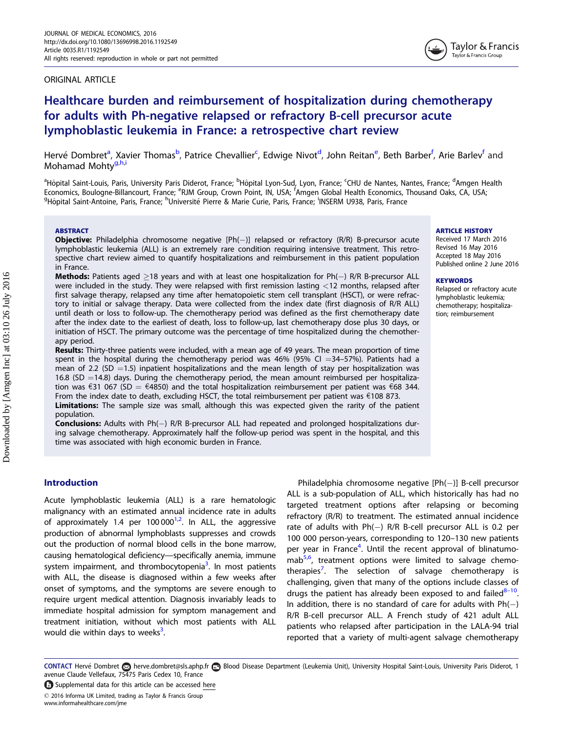ORIGINAL ARTICLE

# Healthcare burden and reimbursement of hospitalization during chemotherapy for adults with Ph-negative relapsed or refractory B-cell precursor acute lymphoblastic leukemia in France: a retrospective chart review

Hervé Dombret[a], Xavier Thomas[b], Patrice Chevallier[c], Edwige Nivot[d], John Reitan[e], Beth Barber[f], Arie Barlev[f] and Mohamad Mohty[g,h,i]

[a]Hôpital Saint-Louis, Paris, University Paris Diderot, France; [b]Hôpital Lyon-Sud, Lyon, France; [c]CHU de Nantes, Nantes, France; [d]Amgen Health Economics, Boulogne-Billancourt, France; [e]RJM Group, Crown Point, IN, USA; [f]Amgen Global Health Economics, Thousand Oaks, CA, USA; [g]Hôpital Saint-Antoine, Paris, France; [h]Université Pierre & Marie Curie, Paris, France; [i]INSERM U938, Paris, France

### ABSTRACT

**Objective:** Philadelphia chromosome negative [Ph(−)] relapsed or refractory (R/R) B-precursor acute lymphoblastic leukemia (ALL) is an extremely rare condition requiring intensive treatment. This retrospective chart review aimed to quantify hospitalizations and reimbursement in this patient population in France.

**Methods:** Patients aged ≥18 years and with at least one hospitalization for Ph(−) R/R B-precursor ALL were included in the study. They were relapsed with first remission lasting <12 months, relapsed after first salvage therapy, relapsed any time after hematopoietic stem cell transplant (HSCT), or were refractory to initial or salvage therapy. Data were collected from the index date (first diagnosis of R/R ALL) until death or loss to follow-up. The chemotherapy period was defined as the first chemotherapy date after the index date to the earliest of death, loss to follow-up, last chemotherapy dose plus 30 days, or initiation of HSCT. The primary outcome was the percentage of time hospitalized during the chemotherapy period.

**Results:** Thirty-three patients were included, with a mean age of 49 years. The mean proportion of time spent in the hospital during the chemotherapy period was 46% (95% CI =34–57%). Patients had a mean of 2.2 (SD =1.5) inpatient hospitalizations and the mean length of stay per hospitalization was 16.8 (SD =14.8) days. During the chemotherapy period, the mean amount reimbursed per hospitalization was €31 067 (SD = €4850) and the total hospitalization reimbursement per patient was €68 344. From the index date to death, excluding HSCT, the total reimbursement per patient was €108 873.

**Limitations:** The sample size was small, although this was expected given the rarity of the patient population.

**Conclusions:** Adults with Ph(−) R/R B-precursor ALL had repeated and prolonged hospitalizations during salvage chemotherapy. Approximately half the follow-up period was spent in the hospital, and this time was associated with high economic burden in France.

**ARTICLE HISTORY**
Received 17 March 2016
Revised 16 May 2016
Accepted 18 May 2016
Published online 2 June 2016

**KEYWORDS**
Relapsed or refractory acute lymphoblastic leukemia; chemotherapy; hospitalization; reimbursement

## Introduction

Acute lymphoblastic leukemia (ALL) is a rare hematologic malignancy with an estimated annual incidence rate in adults of approximately 1.4 per 100 000[1,2]. In ALL, the aggressive production of abnormal lymphoblasts suppresses and crowds out the production of normal blood cells in the bone marrow, causing hematological deficiency—specifically anemia, immune system impairment, and thrombocytopenia[3]. In most patients with ALL, the disease is diagnosed within a few weeks after onset of symptoms, and the symptoms are severe enough to require urgent medical attention. Diagnosis invariably leads to immediate hospital admission for symptom management and treatment initiation, without which most patients with ALL would die within days to weeks[3].

Philadelphia chromosome negative [Ph(−)] B-cell precursor ALL is a sub-population of ALL, which historically has had no targeted treatment options after relapsing or becoming refractory (R/R) to treatment. The estimated annual incidence rate of adults with Ph(−) R/R B-cell precursor ALL is 0.2 per 100 000 person-years, corresponding to 120–130 new patients per year in France[4]. Until the recent approval of blinatumomab[5,6], treatment options were limited to salvage chemotherapies[7]. The selection of salvage chemotherapy is challenging, given that many of the options include classes of drugs the patient has already been exposed to and failed[8–10]. In addition, there is no standard of care for adults with Ph(−) R/R B-cell precursor ALL. A French study of 421 adult ALL patients who relapsed after participation in the LALA-94 trial reported that a variety of multi-agent salvage chemotherapy

CONTACT Hervé Dombret herve.dombret@sls.aphp.fr Blood Disease Department (Leukemia Unit), University Hospital Saint-Louis, University Paris Diderot, 1 avenue Claude Vellefaux, 75475 Paris Cedex 10, France

Supplemental data for this article can be accessed here

© 2016 Informa UK Limited, trading as Taylor & Francis Group
www.informahealthcare.com/jme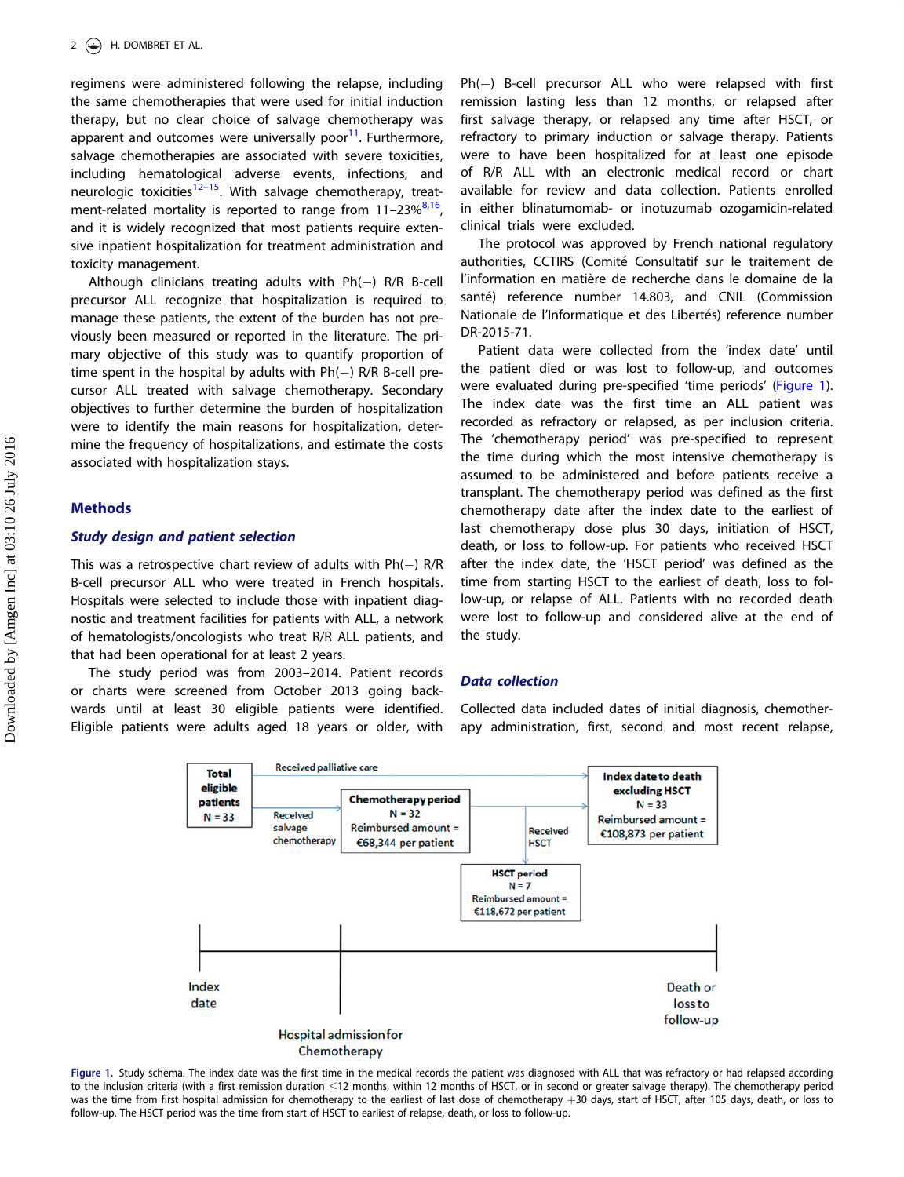regimens were administered following the relapse, including the same chemotherapies that were used for initial induction therapy, but no clear choice of salvage chemotherapy was apparent and outcomes were universally poor[11]. Furthermore, salvage chemotherapies are associated with severe toxicities, including hematological adverse events, infections, and neurologic toxicities[12–15]. With salvage chemotherapy, treatment-related mortality is reported to range from 11–23%[8,16], and it is widely recognized that most patients require extensive inpatient hospitalization for treatment administration and toxicity management.

Although clinicians treating adults with Ph(−) R/R B-cell precursor ALL recognize that hospitalization is required to manage these patients, the extent of the burden has not previously been measured or reported in the literature. The primary objective of this study was to quantify proportion of time spent in the hospital by adults with Ph(−) R/R B-cell precursor ALL treated with salvage chemotherapy. Secondary objectives to further determine the burden of hospitalization were to identify the main reasons for hospitalization, determine the frequency of hospitalizations, and estimate the costs associated with hospitalization stays.

## Methods

### Study design and patient selection

This was a retrospective chart review of adults with Ph(−) R/R B-cell precursor ALL who were treated in French hospitals. Hospitals were selected to include those with inpatient diagnostic and treatment facilities for patients with ALL, a network of hematologists/oncologists who treat R/R ALL patients, and that had been operational for at least 2 years.

The study period was from 2003–2014. Patient records or charts were screened from October 2013 going backwards until at least 30 eligible patients were identified. Eligible patients were adults aged 18 years or older, with Ph(−) B-cell precursor ALL who were relapsed with first remission lasting less than 12 months, or relapsed after first salvage therapy, or relapsed any time after HSCT, or refractory to primary induction or salvage therapy. Patients were to have been hospitalized for at least one episode of R/R ALL with an electronic medical record or chart available for review and data collection. Patients enrolled in either blinatumomab- or inotuzumab ozogamicin-related clinical trials were excluded.

The protocol was approved by French national regulatory authorities, CCTIRS (Comité Consultatif sur le traitement de l'information en matière de recherche dans le domaine de la santé) reference number 14.803, and CNIL (Commission Nationale de l'Informatique et des Libertés) reference number DR-2015-71.

Patient data were collected from the 'index date' until the patient died or was lost to follow-up, and outcomes were evaluated during pre-specified 'time periods' (Figure 1). The index date was the first time an ALL patient was recorded as refractory or relapsed, as per inclusion criteria. The 'chemotherapy period' was pre-specified to represent the time during which the most intensive chemotherapy is assumed to be administered and before patients receive a transplant. The chemotherapy period was defined as the first chemotherapy date after the index date to the earliest of last chemotherapy dose plus 30 days, initiation of HSCT, death, or loss to follow-up. For patients who received HSCT after the index date, the 'HSCT period' was defined as the time from starting HSCT to the earliest of death, loss to follow-up, or relapse of ALL. Patients with no recorded death were lost to follow-up and considered alive at the end of the study.

### Data collection

Collected data included dates of initial diagnosis, chemotherapy administration, first, second and most recent relapse,

Figure 1. Study schema. The index date was the first time in the medical records the patient was diagnosed with ALL that was refractory or had relapsed according to the inclusion criteria (with a first remission duration ≤12 months, within 12 months of HSCT, or in second or greater salvage therapy). The chemotherapy period was the time from first hospital admission for chemotherapy to the earliest of last dose of chemotherapy +30 days, start of HSCT, after 105 days, death, or loss to follow-up. The HSCT period was the time from start of HSCT to earliest of relapse, death, or loss to follow-up.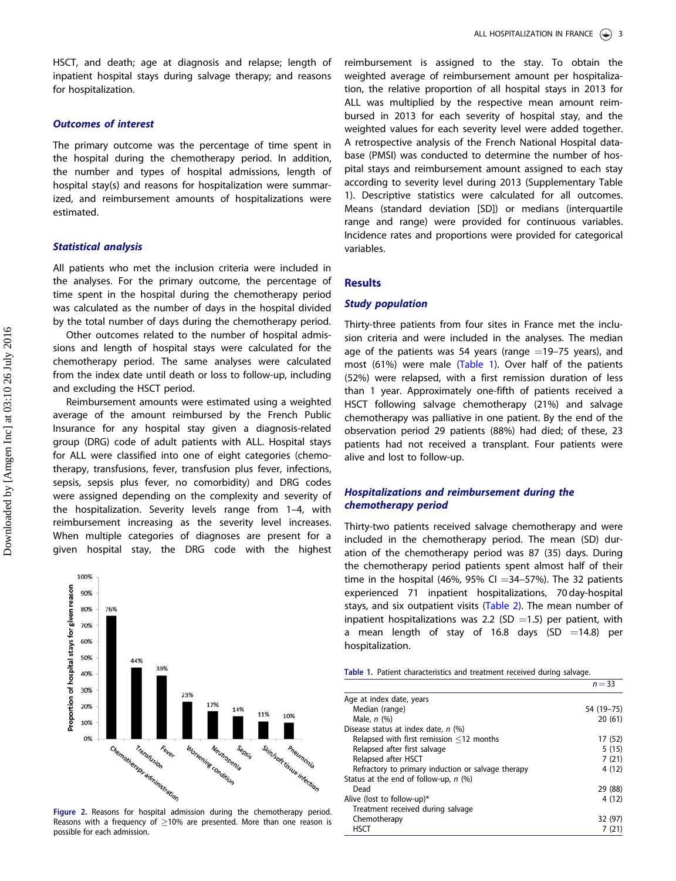HSCT, and death; age at diagnosis and relapse; length of inpatient hospital stays during salvage therapy; and reasons for hospitalization.

### Outcomes of interest

The primary outcome was the percentage of time spent in the hospital during the chemotherapy period. In addition, the number and types of hospital admissions, length of hospital stay(s) and reasons for hospitalization were summarized, and reimbursement amounts of hospitalizations were estimated.

### Statistical analysis

All patients who met the inclusion criteria were included in the analyses. For the primary outcome, the percentage of time spent in the hospital during the chemotherapy period was calculated as the number of days in the hospital divided by the total number of days during the chemotherapy period.

Other outcomes related to the number of hospital admissions and length of hospital stays were calculated for the chemotherapy period. The same analyses were calculated from the index date until death or loss to follow-up, including and excluding the HSCT period.

Reimbursement amounts were estimated using a weighted average of the amount reimbursed by the French Public Insurance for any hospital stay given a diagnosis-related group (DRG) code of adult patients with ALL. Hospital stays for ALL were classified into one of eight categories (chemotherapy, transfusions, fever, transfusion plus fever, infections, sepsis, sepsis plus fever, no comorbidity) and DRG codes were assigned depending on the complexity and severity of the hospitalization. Severity levels range from 1–4, with reimbursement increasing as the severity level increases. When multiple categories of diagnoses are present for a given hospital stay, the DRG code with the highest reimbursement is assigned to the stay. To obtain the weighted average of reimbursement amount per hospitalization, the relative proportion of all hospital stays in 2013 for ALL was multiplied by the respective mean amount reimbursed in 2013 for each severity of hospital stay, and the weighted values for each severity level were added together. A retrospective analysis of the French National Hospital database (PMSI) was conducted to determine the number of hospital stays and reimbursement amount assigned to each stay according to severity level during 2013 (Supplementary Table 1). Descriptive statistics were calculated for all outcomes. Means (standard deviation [SD]) or medians (interquartile range and range) were provided for continuous variables. Incidence rates and proportions were provided for categorical variables.

Figure 2. Reasons for hospital admission during the chemotherapy period. Reasons with a frequency of ≥10% are presented. More than one reason is possible for each admission.

## Results

### Study population

Thirty-three patients from four sites in France met the inclusion criteria and were included in the analyses. The median age of the patients was 54 years (range =19–75 years), and most (61%) were male (Table 1). Over half of the patients (52%) were relapsed, with a first remission duration of less than 1 year. Approximately one-fifth of patients received a HSCT following salvage chemotherapy (21%) and salvage chemotherapy was palliative in one patient. By the end of the observation period 29 patients (88%) had died; of these, 23 patients had not received a transplant. Four patients were alive and lost to follow-up.

### Hospitalizations and reimbursement during the chemotherapy period

Thirty-two patients received salvage chemotherapy and were included in the chemotherapy period. The mean (SD) duration of the chemotherapy period was 87 (35) days. During the chemotherapy period patients spent almost half of their time in the hospital (46%, 95% CI =34–57%). The 32 patients experienced 71 inpatient hospitalizations, 70 day-hospital stays, and six outpatient visits (Table 2). The mean number of inpatient hospitalizations was 2.2 (SD =1.5) per patient, with a mean length of stay of 16.8 days (SD =14.8) per hospitalization.

Table 1. Patient characteristics and treatment received during salvage.

| | n = 33 |
|---|---|
| Age at index date, years | |
| Median (range) | 54 (19–75) |
| Male, n (%) | 20 (61) |
| Disease status at index date, n (%) | |
| Relapsed with first remission ≤12 months | 17 (52) |
| Relapsed after first salvage | 5 (15) |
| Relapsed after HSCT | 7 (21) |
| Refractory to primary induction or salvage therapy | 4 (12) |
| Status at the end of follow-up, n (%) | |
| Dead | 29 (88) |
| Alive (lost to follow-up)* | 4 (12) |
| Treatment received during salvage | |
| Chemotherapy | 32 (97) |
| HSCT | 7 (21) |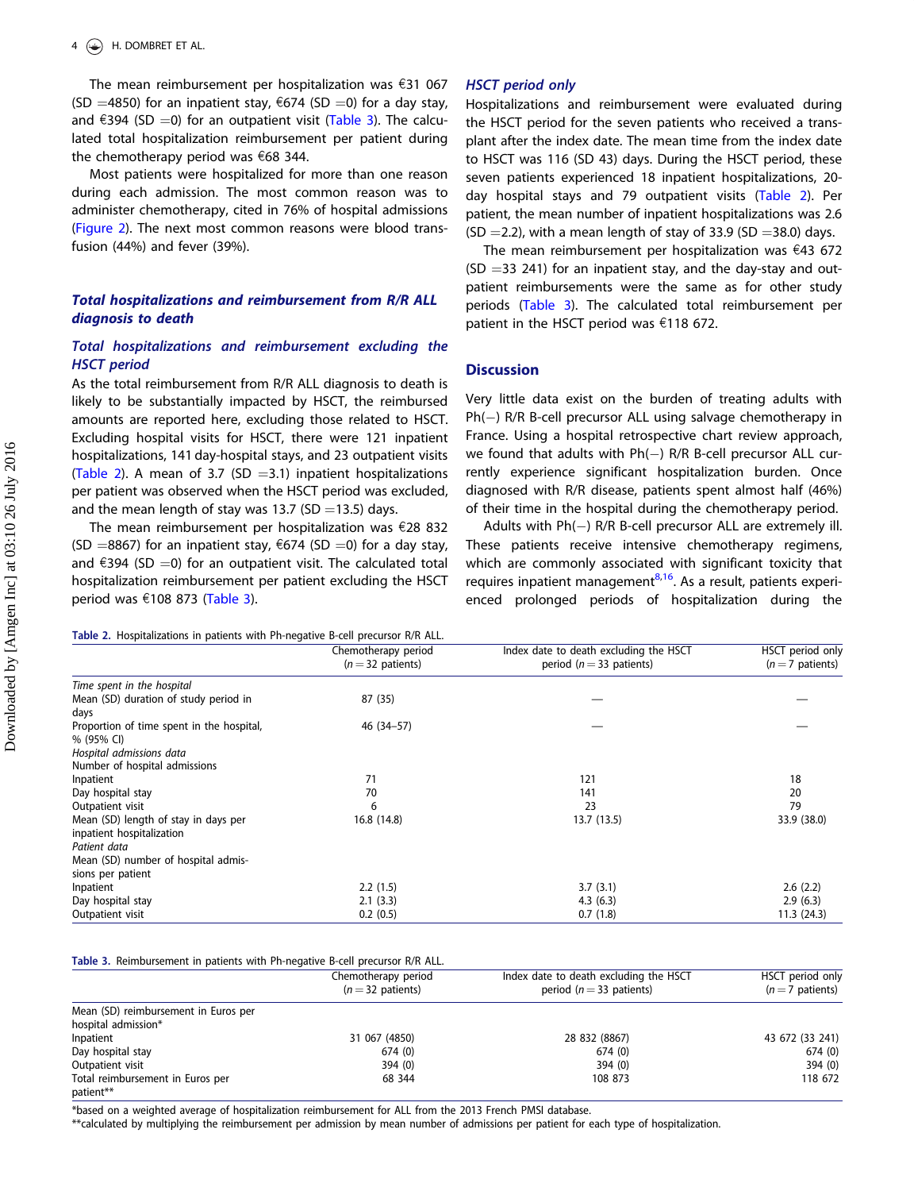The mean reimbursement per hospitalization was €31 067 (SD =4850) for an inpatient stay, €674 (SD =0) for a day stay, and €394 (SD =0) for an outpatient visit (Table 3). The calculated total hospitalization reimbursement per patient during the chemotherapy period was €68 344.

Most patients were hospitalized for more than one reason during each admission. The most common reason was to administer chemotherapy, cited in 76% of hospital admissions (Figure 2). The next most common reasons were blood transfusion (44%) and fever (39%).

### Total hospitalizations and reimbursement from R/R ALL diagnosis to death

#### Total hospitalizations and reimbursement excluding the HSCT period

As the total reimbursement from R/R ALL diagnosis to death is likely to be substantially impacted by HSCT, the reimbursed amounts are reported here, excluding those related to HSCT. Excluding hospital visits for HSCT, there were 121 inpatient hospitalizations, 141 day-hospital stays, and 23 outpatient visits (Table 2). A mean of 3.7 (SD =3.1) inpatient hospitalizations per patient was observed when the HSCT period was excluded, and the mean length of stay was 13.7 (SD =13.5) days.

The mean reimbursement per hospitalization was €28 832 (SD =8867) for an inpatient stay, €674 (SD =0) for a day stay, and €394 (SD =0) for an outpatient visit. The calculated total hospitalization reimbursement per patient excluding the HSCT period was €108 873 (Table 3).

#### HSCT period only

Hospitalizations and reimbursement were evaluated during the HSCT period for the seven patients who received a transplant after the index date. The mean time from the index date to HSCT was 116 (SD 43) days. During the HSCT period, these seven patients experienced 18 inpatient hospitalizations, 20-day hospital stays and 79 outpatient visits (Table 2). Per patient, the mean number of inpatient hospitalizations was 2.6 (SD =2.2), with a mean length of stay of 33.9 (SD =38.0) days.

The mean reimbursement per hospitalization was €43 672 (SD =33 241) for an inpatient stay, and the day-stay and outpatient reimbursements were the same as for other study periods (Table 3). The calculated total reimbursement per patient in the HSCT period was €118 672.

## Discussion

Very little data exist on the burden of treating adults with Ph(−) R/R B-cell precursor ALL using salvage chemotherapy in France. Using a hospital retrospective chart review approach, we found that adults with Ph(−) R/R B-cell precursor ALL currently experience significant hospitalization burden. Once diagnosed with R/R disease, patients spent almost half (46%) of their time in the hospital during the chemotherapy period.

Adults with Ph(−) R/R B-cell precursor ALL are extremely ill. These patients receive intensive chemotherapy regimens, which are commonly associated with significant toxicity that requires inpatient management[8,16]. As a result, patients experienced prolonged periods of hospitalization during the

**Table 2.** Hospitalizations in patients with Ph-negative B-cell precursor R/R ALL.

| | Chemotherapy period (n = 32 patients) | Index date to death excluding the HSCT period (n = 33 patients) | HSCT period only (n = 7 patients) |
|---|---|---|---|
| *Time spent in the hospital* | | | |
| Mean (SD) duration of study period in days | 87 (35) | — | — |
| Proportion of time spent in the hospital, % (95% CI) | 46 (34–57) | — | — |
| *Hospital admissions data* | | | |
| Number of hospital admissions | | | |
| Inpatient | 71 | 121 | 18 |
| Day hospital stay | 70 | 141 | 20 |
| Outpatient visit | 6 | 23 | 79 |
| Mean (SD) length of stay in days per inpatient hospitalization | 16.8 (14.8) | 13.7 (13.5) | 33.9 (38.0) |
| *Patient data* | | | |
| Mean (SD) number of hospital admissions per patient | | | |
| Inpatient | 2.2 (1.5) | 3.7 (3.1) | 2.6 (2.2) |
| Day hospital stay | 2.1 (3.3) | 4.3 (6.3) | 2.9 (6.3) |
| Outpatient visit | 0.2 (0.5) | 0.7 (1.8) | 11.3 (24.3) |

**Table 3.** Reimbursement in patients with Ph-negative B-cell precursor R/R ALL.

| | Chemotherapy period (n = 32 patients) | Index date to death excluding the HSCT period (n = 33 patients) | HSCT period only (n = 7 patients) |
|---|---|---|---|
| Mean (SD) reimbursement in Euros per hospital admission* | | | |
| Inpatient | 31 067 (4850) | 28 832 (8867) | 43 672 (33 241) |
| Day hospital stay | 674 (0) | 674 (0) | 674 (0) |
| Outpatient visit | 394 (0) | 394 (0) | 394 (0) |
| Total reimbursement in Euros per patient** | 68 344 | 108 873 | 118 672 |

*based on a weighted average of hospitalization reimbursement for ALL from the 2013 French PMSI database.
**calculated by multiplying the reimbursement per admission by mean number of admissions per patient for each type of hospitalization.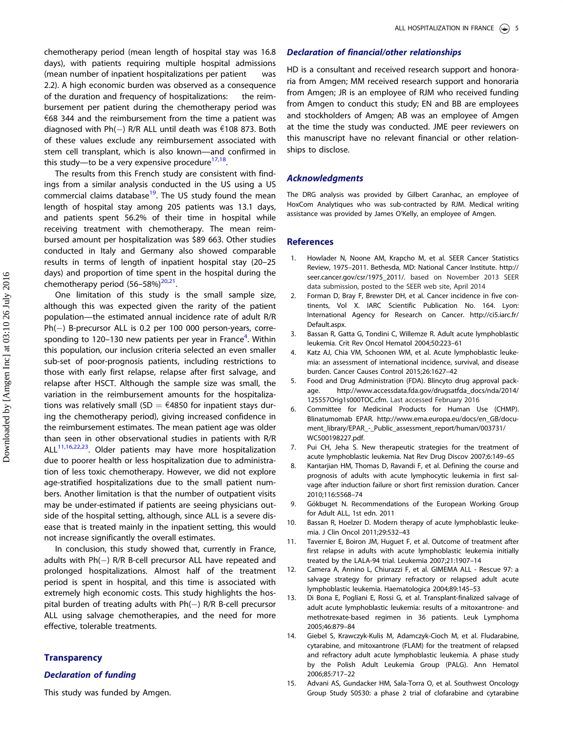chemotherapy period (mean length of hospital stay was 16.8 days), with patients requiring multiple hospital admissions (mean number of inpatient hospitalizations per patient was 2.2). A high economic burden was observed as a consequence of the duration and frequency of hospitalizations: the reimbursement per patient during the chemotherapy period was €68 344 and the reimbursement from the time a patient was diagnosed with Ph(−) R/R ALL until death was €108 873. Both of these values exclude any reimbursement associated with stem cell transplant, which is also known—and confirmed in this study—to be a very expensive procedure[17,18].

The results from this French study are consistent with findings from a similar analysis conducted in the US using a US commercial claims database[19]. The US study found the mean length of hospital stay among 205 patients was 13.1 days, and patients spent 56.2% of their time in hospital while receiving treatment with chemotherapy. The mean reimbursed amount per hospitalization was $89 663. Other studies conducted in Italy and Germany also showed comparable results in terms of length of inpatient hospital stay (20–25 days) and proportion of time spent in the hospital during the chemotherapy period (56–58%)[20,21].

One limitation of this study is the small sample size, although this was expected given the rarity of the patient population—the estimated annual incidence rate of adult R/R Ph(−) B-precursor ALL is 0.2 per 100 000 person-years, corresponding to 120–130 new patients per year in France[4]. Within this population, our inclusion criteria selected an even smaller sub-set of poor-prognosis patients, including restrictions to those with early first relapse, relapse after first salvage, and relapse after HSCT. Although the sample size was small, the variation in the reimbursement amounts for the hospitalizations was relatively small (SD = €4850 for inpatient stays during the chemotherapy period), giving increased confidence in the reimbursement estimates. The mean patient age was older than seen in other observational studies in patients with R/R ALL[11,16,22,23]. Older patients may have more hospitalization due to poorer health or less hospitalization due to administration of less toxic chemotherapy. However, we did not explore age-stratified hospitalizations due to the small patient numbers. Another limitation is that the number of outpatient visits may be under-estimated if patients are seeing physicians outside of the hospital setting, although, since ALL is a severe disease that is treated mainly in the inpatient setting, this would not increase significantly the overall estimates.

In conclusion, this study showed that, currently in France, adults with Ph(−) R/R B-cell precursor ALL have repeated and prolonged hospitalizations. Almost half of the treatment period is spent in hospital, and this time is associated with extremely high economic costs. This study highlights the hospital burden of treating adults with Ph(−) R/R B-cell precursor ALL using salvage chemotherapies, and the need for more effective, tolerable treatments.

## Transparency

### Declaration of funding

This study was funded by Amgen.

### Declaration of financial/other relationships

HD is a consultant and received research support and honoraria from Amgen; MM received research support and honoraria from Amgen; JR is an employee of RJM who received funding from Amgen to conduct this study; EN and BB are employees and stockholders of Amgen; AB was an employee of Amgen at the time the study was conducted. JME peer reviewers on this manuscript have no relevant financial or other relationships to disclose.

### Acknowledgments

The DRG analysis was provided by Gilbert Caranhac, an employee of HoxCom Analytiques who was sub-contracted by RJM. Medical writing assistance was provided by James O'Kelly, an employee of Amgen.

## References

1. Howlader N, Noone AM, Krapcho M, et al. SEER Cancer Statistics Review, 1975–2011. Bethesda, MD: National Cancer Institute. http://seer.cancer.gov/csr/1975_2011/. based on November 2013 SEER data submission, posted to the SEER web site, April 2014
2. Forman D, Bray F, Brewster DH, et al. Cancer incidence in five continents, Vol X. IARC Scientific Publication No. 164. Lyon: International Agency for Research on Cancer. http://ci5.iarc.fr/Default.aspx.
3. Bassan R, Gatta G, Tondini C, Willemze R. Adult acute lymphoblastic leukemia. Crit Rev Oncol Hematol 2004;50:223–61
4. Katz AJ, Chia VM, Schoonen WM, et al. Acute lymphoblastic leukemia: an assessment of international incidence, survival, and disease burden. Cancer Causes Control 2015;26:1627–42
5. Food and Drug Administration (FDA). Blincyto drug approval package. http://www.accessdata.fda.gov/drugsatfda_docs/nda/2014/125557Orig1s000TOC.cfm. Last accessed February 2016
6. Committee for Medicinal Products for Human Use (CHMP). Blinatumomab EPAR. http://www.ema.europa.eu/docs/en_GB/document_library/EPAR_-_Public_assessment_report/human/003731/WC500198227.pdf.
7. Pui CH, Jeha S. New therapeutic strategies for the treatment of acute lymphoblastic leukaemia. Nat Rev Drug Discov 2007;6:149–65
8. Kantarjian HM, Thomas D, Ravandi F, et al. Defining the course and prognosis of adults with acute lymphocytic leukemia in first salvage after induction failure or short first remission duration. Cancer 2010;116:5568–74
9. Gökbuget N. Recommendations of the European Working Group for Adult ALL, 1st edn. 2011
10. Bassan R, Hoelzer D. Modern therapy of acute lymphoblastic leukemia. J Clin Oncol 2011;29:532–43
11. Tavernier E, Boiron JM, Huguet F, et al. Outcome of treatment after first relapse in adults with acute lymphoblastic leukemia initially treated by the LALA-94 trial. Leukemia 2007;21:1907–14
12. Camera A, Annino L, Chiurazzi F, et al. GIMEMA ALL - Rescue 97: a salvage strategy for primary refractory or relapsed adult acute lymphoblastic leukemia. Haematologica 2004;89:145–53
13. Di Bona E, Pogliani E, Rossi G, et al. Transplant-finalized salvage of adult acute lymphoblastic leukemia: results of a mitoxantrone- and methotrexate-based regimen in 36 patients. Leuk Lymphoma 2005;46:879–84
14. Giebel S, Krawczyk-Kulis M, Adamczyk-Cioch M, et al. Fludarabine, cytarabine, and mitoxantrone (FLAM) for the treatment of relapsed and refractory adult acute lymphoblastic leukemia. A phase study by the Polish Adult Leukemia Group (PALG). Ann Hematol 2006;85:717–22
15. Advani AS, Gundacker HM, Sala-Torra O, et al. Southwest Oncology Group Study S0530: a phase 2 trial of clofarabine and cytarabine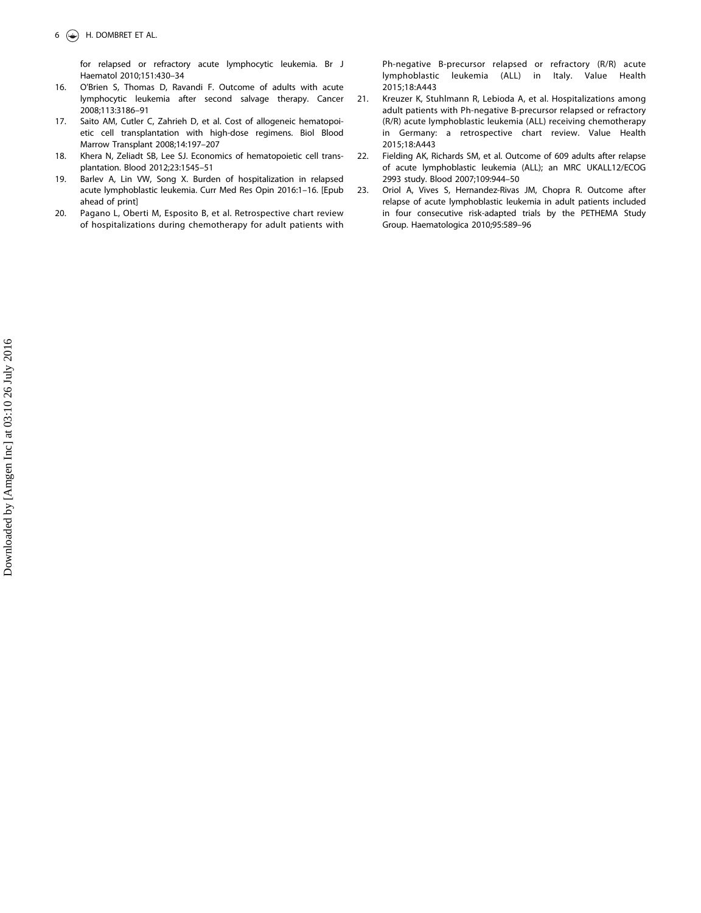for relapsed or refractory acute lymphocytic leukemia. Br J Haematol 2010;151:430–34

16. O'Brien S, Thomas D, Ravandi F. Outcome of adults with acute lymphocytic leukemia after second salvage therapy. Cancer 2008;113:3186–91
17. Saito AM, Cutler C, Zahrieh D, et al. Cost of allogeneic hematopoietic cell transplantation with high-dose regimens. Biol Blood Marrow Transplant 2008;14:197–207
18. Khera N, Zeliadt SB, Lee SJ. Economics of hematopoietic cell transplantation. Blood 2012;23:1545–51
19. Barlev A, Lin VW, Song X. Burden of hospitalization in relapsed acute lymphoblastic leukemia. Curr Med Res Opin 2016:1–16. [Epub ahead of print]
20. Pagano L, Oberti M, Esposito B, et al. Retrospective chart review of hospitalizations during chemotherapy for adult patients with Ph-negative B-precursor relapsed or refractory (R/R) acute lymphoblastic leukemia (ALL) in Italy. Value Health 2015;18:A443
21. Kreuzer K, Stuhlmann R, Lebioda A, et al. Hospitalizations among adult patients with Ph-negative B-precursor relapsed or refractory (R/R) acute lymphoblastic leukemia (ALL) receiving chemotherapy in Germany: a retrospective chart review. Value Health 2015;18:A443
22. Fielding AK, Richards SM, et al. Outcome of 609 adults after relapse of acute lymphoblastic leukemia (ALL); an MRC UKALL12/ECOG 2993 study. Blood 2007;109:944–50
23. Oriol A, Vives S, Hernandez-Rivas JM, Chopra R. Outcome after relapse of acute lymphoblastic leukemia in adult patients included in four consecutive risk-adapted trials by the PETHEMA Study Group. Haematologica 2010;95:589–96